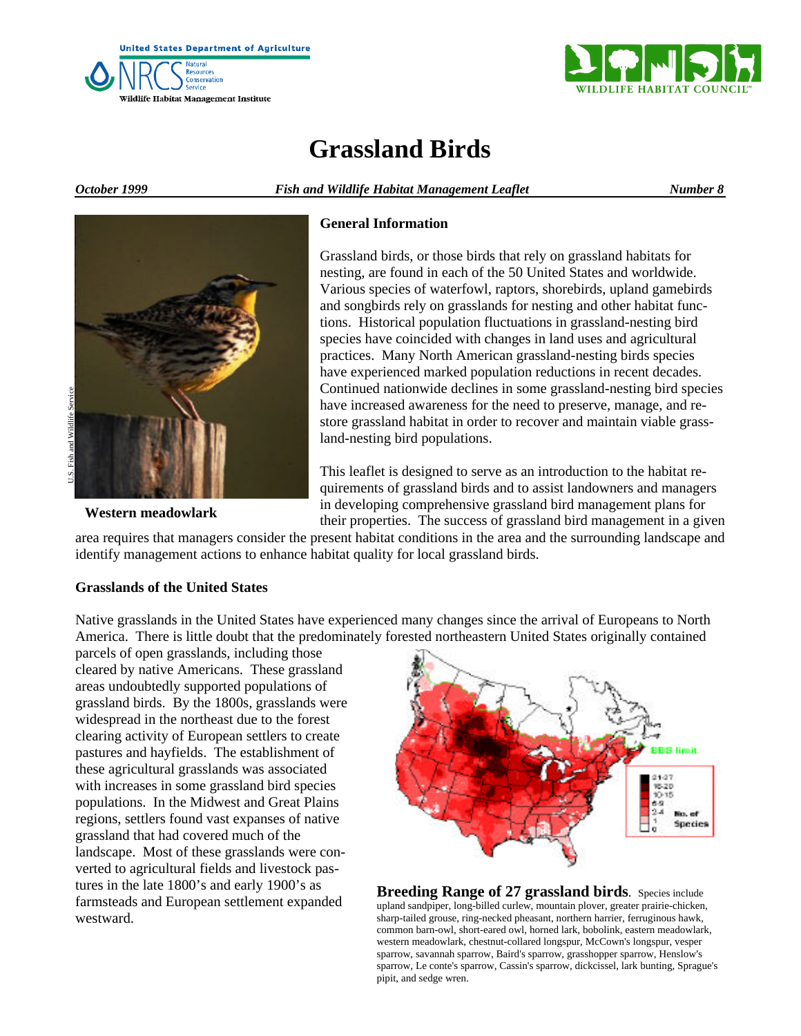United States Department of Agriculture
NRCS Natural Resources Conservation Service
Wildlife Habitat Management Institute

WILDLIFE HABITAT COUNCIL

# Grassland Birds

*October 1999* — *Fish and Wildlife Habitat Management Leaflet* — *Number 8*

U.S. Fish and Wildlife Service

**Western meadowlark**

## General Information

Grassland birds, or those birds that rely on grassland habitats for nesting, are found in each of the 50 United States and worldwide. Various species of waterfowl, raptors, shorebirds, upland gamebirds and songbirds rely on grasslands for nesting and other habitat functions. Historical population fluctuations in grassland-nesting bird species have coincided with changes in land uses and agricultural practices. Many North American grassland-nesting birds species have experienced marked population reductions in recent decades. Continued nationwide declines in some grassland-nesting bird species have increased awareness for the need to preserve, manage, and restore grassland habitat in order to recover and maintain viable grassland-nesting bird populations.

This leaflet is designed to serve as an introduction to the habitat requirements of grassland birds and to assist landowners and managers in developing comprehensive grassland bird management plans for their properties. The success of grassland bird management in a given area requires that managers consider the present habitat conditions in the area and the surrounding landscape and identify management actions to enhance habitat quality for local grassland birds.

## Grasslands of the United States

Native grasslands in the United States have experienced many changes since the arrival of Europeans to North America. There is little doubt that the predominately forested northeastern United States originally contained parcels of open grasslands, including those cleared by native Americans. These grassland areas undoubtedly supported populations of grassland birds. By the 1800s, grasslands were widespread in the northeast due to the forest clearing activity of European settlers to create pastures and hayfields. The establishment of these agricultural grasslands was associated with increases in some grassland bird species populations. In the Midwest and Great Plains regions, settlers found vast expanses of native grassland that had covered much of the landscape. Most of these grasslands were converted to agricultural fields and livestock pastures in the late 1800's and early 1900's as farmsteads and European settlement expanded westward.

BBS limit

21-27
16-20
10-15
6-9
2-4
1
0
No. of Species

**Breeding Range of 27 grassland birds**. Species include upland sandpiper, long-billed curlew, mountain plover, greater prairie-chicken, sharp-tailed grouse, ring-necked pheasant, northern harrier, ferruginous hawk, common barn-owl, short-eared owl, horned lark, bobolink, eastern meadowlark, western meadowlark, chestnut-collared longspur, McCown's longspur, vesper sparrow, savannah sparrow, Baird's sparrow, grasshopper sparrow, Henslow's sparrow, Le conte's sparrow, Cassin's sparrow, dickcissel, lark bunting, Sprague's pipit, and sedge wren.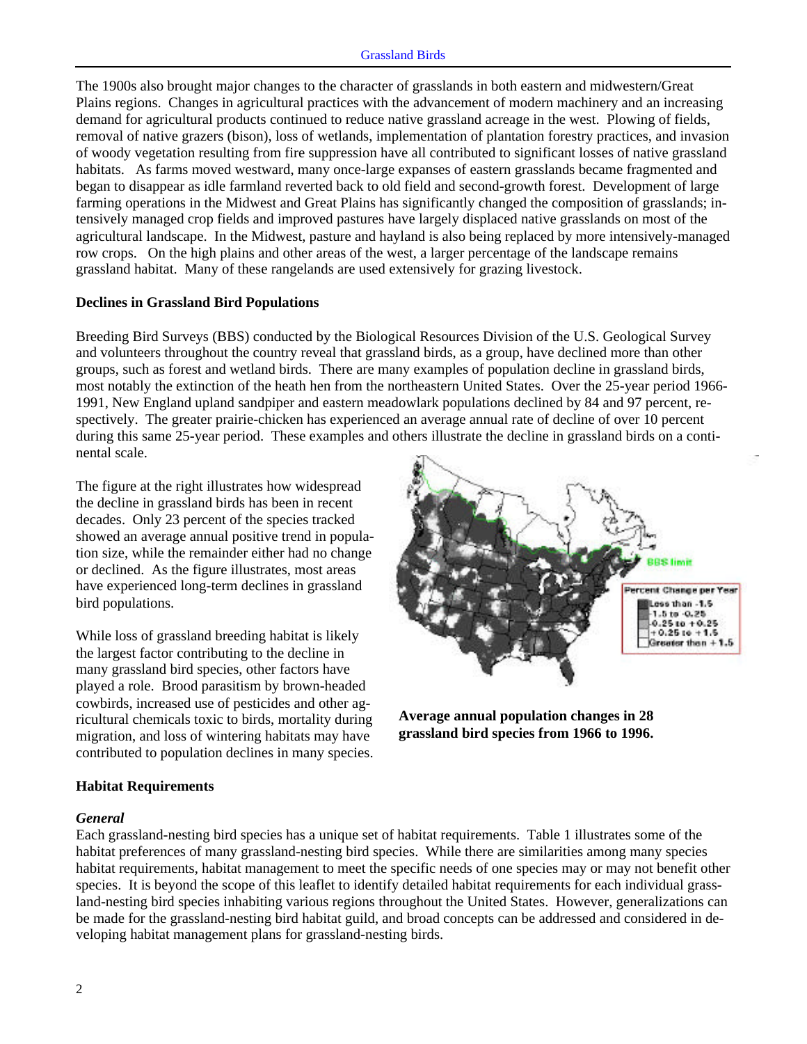The 1900s also brought major changes to the character of grasslands in both eastern and midwestern/Great Plains regions. Changes in agricultural practices with the advancement of modern machinery and an increasing demand for agricultural products continued to reduce native grassland acreage in the west. Plowing of fields, removal of native grazers (bison), loss of wetlands, implementation of plantation forestry practices, and invasion of woody vegetation resulting from fire suppression have all contributed to significant losses of native grassland habitats. As farms moved westward, many once-large expanses of eastern grasslands became fragmented and began to disappear as idle farmland reverted back to old field and second-growth forest. Development of large farming operations in the Midwest and Great Plains has significantly changed the composition of grasslands; intensively managed crop fields and improved pastures have largely displaced native grasslands on most of the agricultural landscape. In the Midwest, pasture and hayland is also being replaced by more intensively-managed row crops. On the high plains and other areas of the west, a larger percentage of the landscape remains grassland habitat. Many of these rangelands are used extensively for grazing livestock.

**Declines in Grassland Bird Populations**

Breeding Bird Surveys (BBS) conducted by the Biological Resources Division of the U.S. Geological Survey and volunteers throughout the country reveal that grassland birds, as a group, have declined more than other groups, such as forest and wetland birds. There are many examples of population decline in grassland birds, most notably the extinction of the heath hen from the northeastern United States. Over the 25-year period 1966-1991, New England upland sandpiper and eastern meadowlark populations declined by 84 and 97 percent, respectively. The greater prairie-chicken has experienced an average annual rate of decline of over 10 percent during this same 25-year period. These examples and others illustrate the decline in grassland birds on a continental scale.

The figure at the right illustrates how widespread the decline in grassland birds has been in recent decades. Only 23 percent of the species tracked showed an average annual positive trend in population size, while the remainder either had no change or declined. As the figure illustrates, most areas have experienced long-term declines in grassland bird populations.

BBS limit

Percent Change per Year

Less than -1.5

-1.5 to -0.25

-0.25 to +0.25

+0.25 to +1.5

Greater than +1.5

**Average annual population changes in 28 grassland bird species from 1966 to 1996.**

While loss of grassland breeding habitat is likely the largest factor contributing to the decline in many grassland bird species, other factors have played a role. Brood parasitism by brown-headed cowbirds, increased use of pesticides and other agricultural chemicals toxic to birds, mortality during migration, and loss of wintering habitats may have contributed to population declines in many species.

**Habitat Requirements**

***General***

Each grassland-nesting bird species has a unique set of habitat requirements. Table 1 illustrates some of the habitat preferences of many grassland-nesting bird species. While there are similarities among many species habitat requirements, habitat management to meet the specific needs of one species may or may not benefit other species. It is beyond the scope of this leaflet to identify detailed habitat requirements for each individual grassland-nesting bird species inhabiting various regions throughout the United States. However, generalizations can be made for the grassland-nesting bird habitat guild, and broad concepts can be addressed and considered in developing habitat management plans for grassland-nesting birds.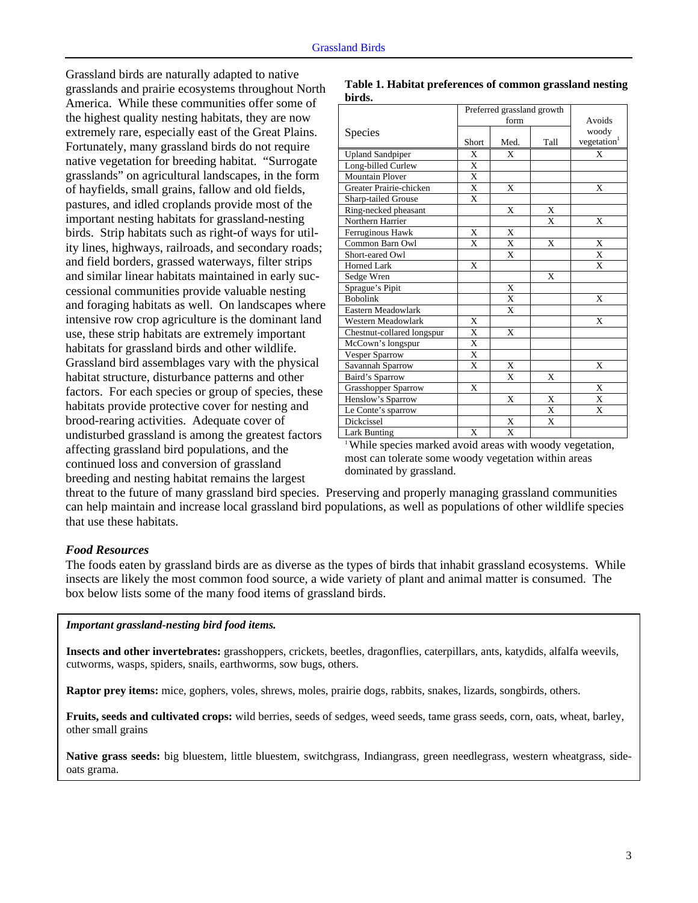Grassland birds are naturally adapted to native grasslands and prairie ecosystems throughout North America. While these communities offer some of the highest quality nesting habitats, they are now extremely rare, especially east of the Great Plains. Fortunately, many grassland birds do not require native vegetation for breeding habitat. "Surrogate grasslands" on agricultural landscapes, in the form of hayfields, small grains, fallow and old fields, pastures, and idled croplands provide most of the important nesting habitats for grassland-nesting birds. Strip habitats such as right-of ways for utility lines, highways, railroads, and secondary roads; and field borders, grassed waterways, filter strips and similar linear habitats maintained in early successional communities provide valuable nesting and foraging habitats as well. On landscapes where intensive row crop agriculture is the dominant land use, these strip habitats are extremely important habitats for grassland birds and other wildlife. Grassland bird assemblages vary with the physical habitat structure, disturbance patterns and other factors. For each species or group of species, these habitats provide protective cover for nesting and brood-rearing activities. Adequate cover of undisturbed grassland is among the greatest factors affecting grassland bird populations, and the continued loss and conversion of grassland breeding and nesting habitat remains the largest threat to the future of many grassland bird species. Preserving and properly managing grassland communities can help maintain and increase local grassland bird populations, as well as populations of other wildlife species that use these habitats.

**Table 1. Habitat preferences of common grassland nesting birds.**

| Species | Preferred grassland growth form | | | Avoids woody vegetation[1] |
|---|---|---|---|---|
| | Short | Med. | Tall | |
| Upland Sandpiper | X | X | | X |
| Long-billed Curlew | X | | | |
| Mountain Plover | X | | | |
| Greater Prairie-chicken | X | X | | X |
| Sharp-tailed Grouse | X | | | |
| Ring-necked pheasant | | X | X | |
| Northern Harrier | | | X | X |
| Ferruginous Hawk | X | X | | |
| Common Barn Owl | X | X | X | X |
| Short-eared Owl | | X | | X |
| Horned Lark | X | | | X |
| Sedge Wren | | | X | |
| Sprague's Pipit | | X | | |
| Bobolink | | X | | X |
| Eastern Meadowlark | | X | | |
| Western Meadowlark | X | | | X |
| Chestnut-collared longspur | X | X | | |
| McCown's longspur | X | | | |
| Vesper Sparrow | X | | | |
| Savannah Sparrow | X | X | | X |
| Baird's Sparrow | | X | X | |
| Grasshopper Sparrow | X | | | X |
| Henslow's Sparrow | | X | X | X |
| Le Conte's sparrow | | | X | X |
| Dickcissel | | X | X | |
| Lark Bunting | X | X | | |

[1] While species marked avoid areas with woody vegetation, most can tolerate some woody vegetation within areas dominated by grassland.

### *Food Resources*

The foods eaten by grassland birds are as diverse as the types of birds that inhabit grassland ecosystems. While insects are likely the most common food source, a wide variety of plant and animal matter is consumed. The box below lists some of the many food items of grassland birds.

***Important grassland-nesting bird food items.***

**Insects and other invertebrates:** grasshoppers, crickets, beetles, dragonflies, caterpillars, ants, katydids, alfalfa weevils, cutworms, wasps, spiders, snails, earthworms, sow bugs, others.

**Raptor prey items:** mice, gophers, voles, shrews, moles, prairie dogs, rabbits, snakes, lizards, songbirds, others.

**Fruits, seeds and cultivated crops:** wild berries, seeds of sedges, weed seeds, tame grass seeds, corn, oats, wheat, barley, other small grains

**Native grass seeds:** big bluestem, little bluestem, switchgrass, Indiangrass, green needlegrass, western wheatgrass, side-oats grama.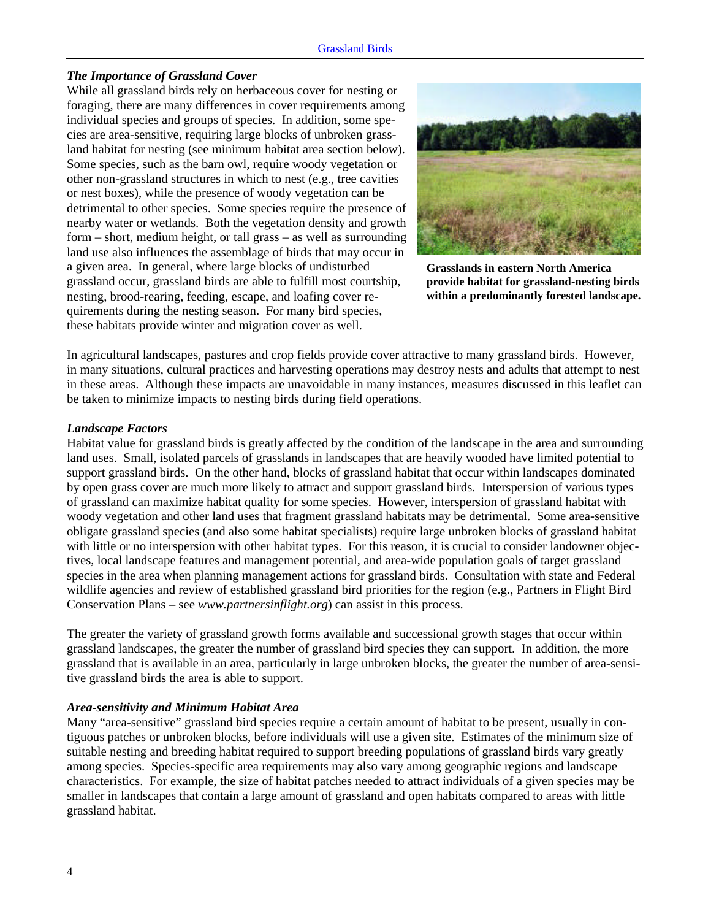### *The Importance of Grassland Cover*

While all grassland birds rely on herbaceous cover for nesting or foraging, there are many differences in cover requirements among individual species and groups of species. In addition, some species are area-sensitive, requiring large blocks of unbroken grassland habitat for nesting (see minimum habitat area section below). Some species, such as the barn owl, require woody vegetation or other non-grassland structures in which to nest (e.g., tree cavities or nest boxes), while the presence of woody vegetation can be detrimental to other species. Some species require the presence of nearby water or wetlands. Both the vegetation density and growth form – short, medium height, or tall grass – as well as surrounding land use also influences the assemblage of birds that may occur in a given area. In general, where large blocks of undisturbed grassland occur, grassland birds are able to fulfill most courtship, nesting, brood-rearing, feeding, escape, and loafing cover requirements during the nesting season. For many bird species, these habitats provide winter and migration cover as well.

**Grasslands in eastern North America provide habitat for grassland-nesting birds within a predominantly forested landscape.**

In agricultural landscapes, pastures and crop fields provide cover attractive to many grassland birds. However, in many situations, cultural practices and harvesting operations may destroy nests and adults that attempt to nest in these areas. Although these impacts are unavoidable in many instances, measures discussed in this leaflet can be taken to minimize impacts to nesting birds during field operations.

### *Landscape Factors*

Habitat value for grassland birds is greatly affected by the condition of the landscape in the area and surrounding land uses. Small, isolated parcels of grasslands in landscapes that are heavily wooded have limited potential to support grassland birds. On the other hand, blocks of grassland habitat that occur within landscapes dominated by open grass cover are much more likely to attract and support grassland birds. Interspersion of various types of grassland can maximize habitat quality for some species. However, interspersion of grassland habitat with woody vegetation and other land uses that fragment grassland habitats may be detrimental. Some area-sensitive obligate grassland species (and also some habitat specialists) require large unbroken blocks of grassland habitat with little or no interspersion with other habitat types. For this reason, it is crucial to consider landowner objectives, local landscape features and management potential, and area-wide population goals of target grassland species in the area when planning management actions for grassland birds. Consultation with state and Federal wildlife agencies and review of established grassland bird priorities for the region (e.g., Partners in Flight Bird Conservation Plans – see *www.partnersinflight.org*) can assist in this process.

The greater the variety of grassland growth forms available and successional growth stages that occur within grassland landscapes, the greater the number of grassland bird species they can support. In addition, the more grassland that is available in an area, particularly in large unbroken blocks, the greater the number of area-sensitive grassland birds the area is able to support.

### *Area-sensitivity and Minimum Habitat Area*

Many "area-sensitive" grassland bird species require a certain amount of habitat to be present, usually in contiguous patches or unbroken blocks, before individuals will use a given site. Estimates of the minimum size of suitable nesting and breeding habitat required to support breeding populations of grassland birds vary greatly among species. Species-specific area requirements may also vary among geographic regions and landscape characteristics. For example, the size of habitat patches needed to attract individuals of a given species may be smaller in landscapes that contain a large amount of grassland and open habitats compared to areas with little grassland habitat.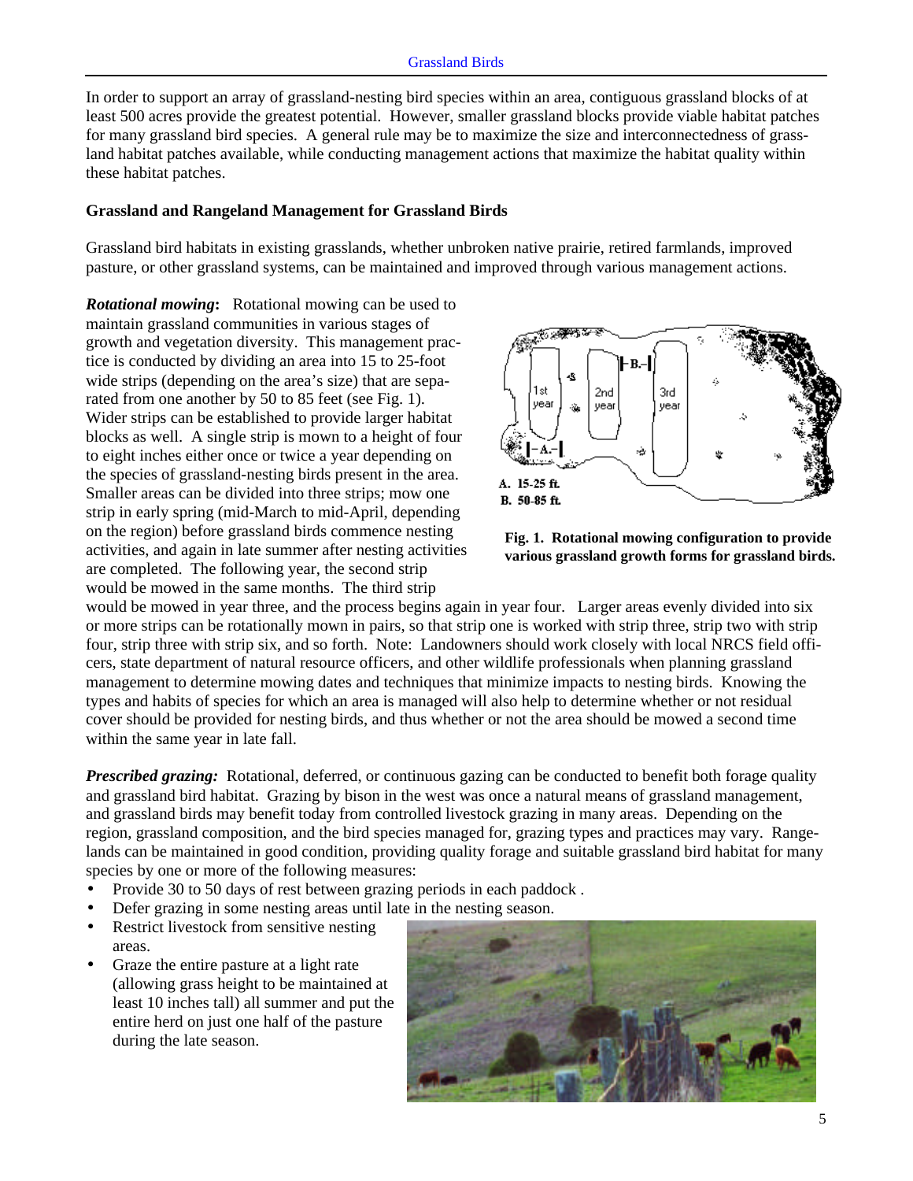In order to support an array of grassland-nesting bird species within an area, contiguous grassland blocks of at least 500 acres provide the greatest potential. However, smaller grassland blocks provide viable habitat patches for many grassland bird species. A general rule may be to maximize the size and interconnectedness of grassland habitat patches available, while conducting management actions that maximize the habitat quality within these habitat patches.

## Grassland and Rangeland Management for Grassland Birds

Grassland bird habitats in existing grasslands, whether unbroken native prairie, retired farmlands, improved pasture, or other grassland systems, can be maintained and improved through various management actions.

***Rotational mowing*:** Rotational mowing can be used to maintain grassland communities in various stages of growth and vegetation diversity. This management practice is conducted by dividing an area into 15 to 25-foot wide strips (depending on the area's size) that are separated from one another by 50 to 85 feet (see Fig. 1). Wider strips can be established to provide larger habitat blocks as well. A single strip is mown to a height of four to eight inches either once or twice a year depending on the species of grassland-nesting birds present in the area. Smaller areas can be divided into three strips; mow one strip in early spring (mid-March to mid-April, depending on the region) before grassland birds commence nesting activities, and again in late summer after nesting activities are completed. The following year, the second strip would be mowed in the same months. The third strip would be mowed in year three, and the process begins again in year four. Larger areas evenly divided into six or more strips can be rotationally mown in pairs, so that strip one is worked with strip three, strip two with strip four, strip three with strip six, and so forth. Note: Landowners should work closely with local NRCS field officers, state department of natural resource officers, and other wildlife professionals when planning grassland management to determine mowing dates and techniques that minimize impacts to nesting birds. Knowing the types and habits of species for which an area is managed will also help to determine whether or not residual cover should be provided for nesting birds, and thus whether or not the area should be mowed a second time within the same year in late fall.

1st year

2nd year

3rd year

A. 15-25 ft.

B. 50-85 ft.

**Fig. 1. Rotational mowing configuration to provide various grassland growth forms for grassland birds.**

***Prescribed grazing:*** Rotational, deferred, or continuous gazing can be conducted to benefit both forage quality and grassland bird habitat. Grazing by bison in the west was once a natural means of grassland management, and grassland birds may benefit today from controlled livestock grazing in many areas. Depending on the region, grassland composition, and the bird species managed for, grazing types and practices may vary. Rangelands can be maintained in good condition, providing quality forage and suitable grassland bird habitat for many species by one or more of the following measures:

- Provide 30 to 50 days of rest between grazing periods in each paddock .
- Defer grazing in some nesting areas until late in the nesting season.
- Restrict livestock from sensitive nesting areas.
- Graze the entire pasture at a light rate (allowing grass height to be maintained at least 10 inches tall) all summer and put the entire herd on just one half of the pasture during the late season.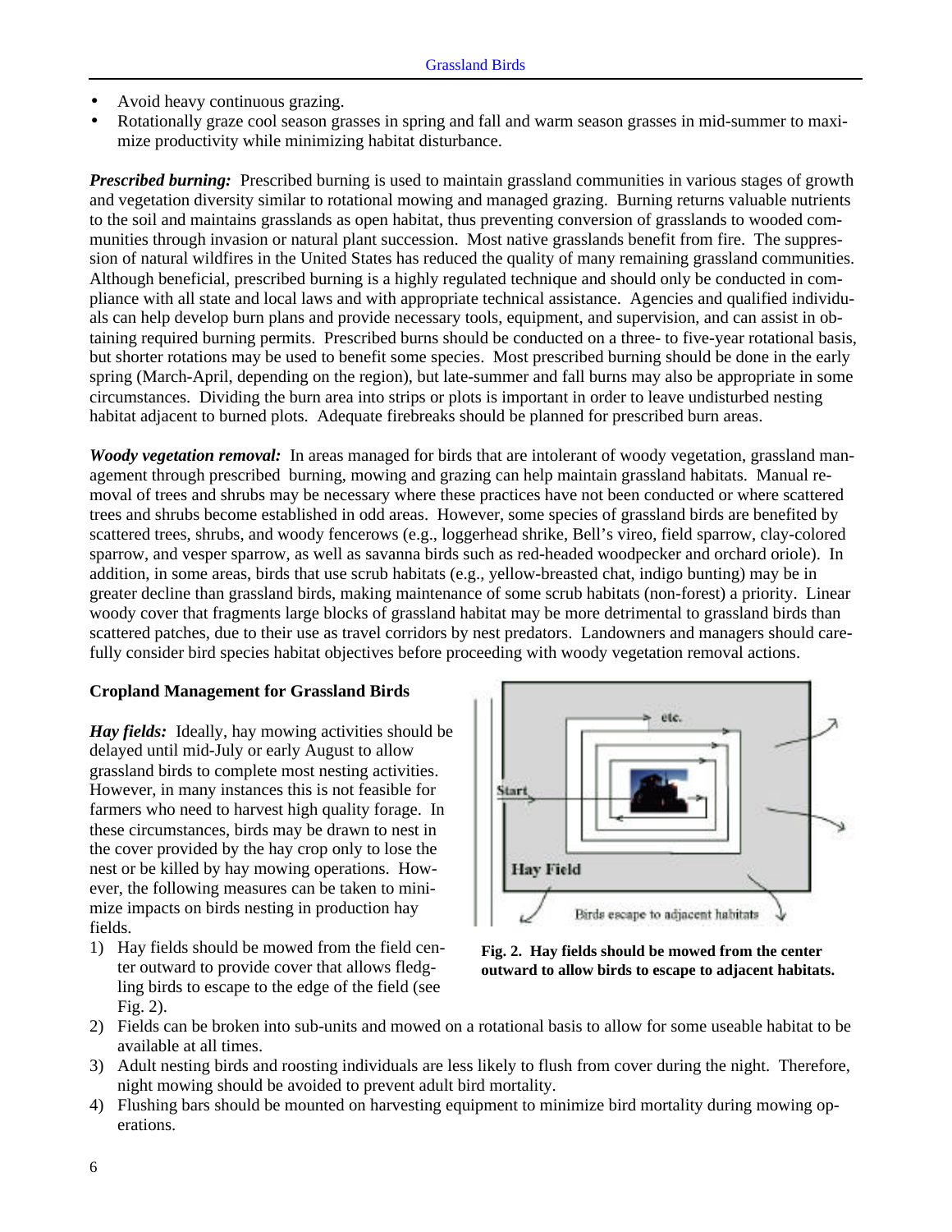- Avoid heavy continuous grazing.
- Rotationally graze cool season grasses in spring and fall and warm season grasses in mid-summer to maximize productivity while minimizing habitat disturbance.

***Prescribed burning:*** Prescribed burning is used to maintain grassland communities in various stages of growth and vegetation diversity similar to rotational mowing and managed grazing. Burning returns valuable nutrients to the soil and maintains grasslands as open habitat, thus preventing conversion of grasslands to wooded communities through invasion or natural plant succession. Most native grasslands benefit from fire. The suppression of natural wildfires in the United States has reduced the quality of many remaining grassland communities. Although beneficial, prescribed burning is a highly regulated technique and should only be conducted in compliance with all state and local laws and with appropriate technical assistance. Agencies and qualified individuals can help develop burn plans and provide necessary tools, equipment, and supervision, and can assist in obtaining required burning permits. Prescribed burns should be conducted on a three- to five-year rotational basis, but shorter rotations may be used to benefit some species. Most prescribed burning should be done in the early spring (March-April, depending on the region), but late-summer and fall burns may also be appropriate in some circumstances. Dividing the burn area into strips or plots is important in order to leave undisturbed nesting habitat adjacent to burned plots. Adequate firebreaks should be planned for prescribed burn areas.

***Woody vegetation removal:*** In areas managed for birds that are intolerant of woody vegetation, grassland management through prescribed burning, mowing and grazing can help maintain grassland habitats. Manual removal of trees and shrubs may be necessary where these practices have not been conducted or where scattered trees and shrubs become established in odd areas. However, some species of grassland birds are benefited by scattered trees, shrubs, and woody fencerows (e.g., loggerhead shrike, Bell's vireo, field sparrow, clay-colored sparrow, and vesper sparrow, as well as savanna birds such as red-headed woodpecker and orchard oriole). In addition, in some areas, birds that use scrub habitats (e.g., yellow-breasted chat, indigo bunting) may be in greater decline than grassland birds, making maintenance of some scrub habitats (non-forest) a priority. Linear woody cover that fragments large blocks of grassland habitat may be more detrimental to grassland birds than scattered patches, due to their use as travel corridors by nest predators. Landowners and managers should carefully consider bird species habitat objectives before proceeding with woody vegetation removal actions.

**Cropland Management for Grassland Birds**

***Hay fields:*** Ideally, hay mowing activities should be delayed until mid-July or early August to allow grassland birds to complete most nesting activities. However, in many instances this is not feasible for farmers who need to harvest high quality forage. In these circumstances, birds may be drawn to nest in the cover provided by the hay crop only to lose the nest or be killed by hay mowing operations. However, the following measures can be taken to minimize impacts on birds nesting in production hay fields.

1) Hay fields should be mowed from the field center outward to provide cover that allows fledgling birds to escape to the edge of the field (see Fig. 2).
2) Fields can be broken into sub-units and mowed on a rotational basis to allow for some useable habitat to be available at all times.
3) Adult nesting birds and roosting individuals are less likely to flush from cover during the night. Therefore, night mowing should be avoided to prevent adult bird mortality.
4) Flushing bars should be mounted on harvesting equipment to minimize bird mortality during mowing operations.

etc.

Start

Hay Field

Birds escape to adjacent habitats

**Fig. 2. Hay fields should be mowed from the center outward to allow birds to escape to adjacent habitats.**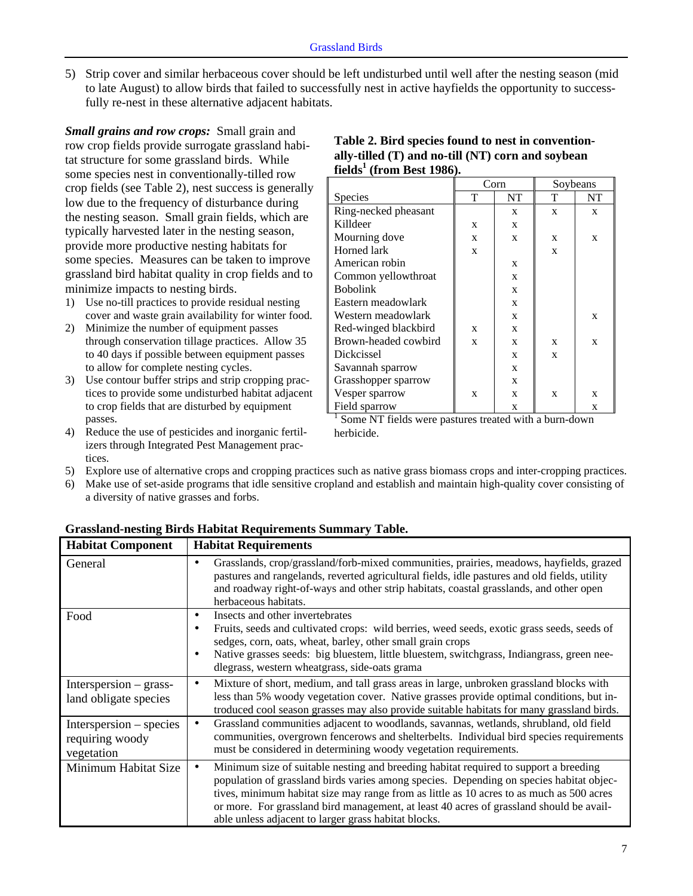5) Strip cover and similar herbaceous cover should be left undisturbed until well after the nesting season (mid to late August) to allow birds that failed to successfully nest in active hayfields the opportunity to successfully re-nest in these alternative adjacent habitats.

***Small grains and row crops:*** Small grain and row crop fields provide surrogate grassland habitat structure for some grassland birds. While some species nest in conventionally-tilled row crop fields (see Table 2), nest success is generally low due to the frequency of disturbance during the nesting season. Small grain fields, which are typically harvested later in the nesting season, provide more productive nesting habitats for some species. Measures can be taken to improve grassland bird habitat quality in crop fields and to minimize impacts to nesting birds.

1) Use no-till practices to provide residual nesting cover and waste grain availability for winter food.
2) Minimize the number of equipment passes through conservation tillage practices. Allow 35 to 40 days if possible between equipment passes to allow for complete nesting cycles.
3) Use contour buffer strips and strip cropping practices to provide some undisturbed habitat adjacent to crop fields that are disturbed by equipment passes.
4) Reduce the use of pesticides and inorganic fertilizers through Integrated Pest Management practices.
5) Explore use of alternative crops and cropping practices such as native grass biomass crops and inter-cropping practices.
6) Make use of set-aside programs that idle sensitive cropland and establish and maintain high-quality cover consisting of a diversity of native grasses and forbs.

**Table 2. Bird species found to nest in conventionally-tilled (T) and no-till (NT) corn and soybean fields[1] (from Best 1986).**

| | Corn | | Soybeans | |
|---|---|---|---|---|
| Species | T | NT | T | NT |
| Ring-necked pheasant | | x | x | x |
| Killdeer | x | x | | |
| Mourning dove | x | x | x | x |
| Horned lark | x | | x | |
| American robin | | x | | |
| Common yellowthroat | | x | | |
| Bobolink | | x | | |
| Eastern meadowlark | | x | | |
| Western meadowlark | | x | | x |
| Red-winged blackbird | x | x | | |
| Brown-headed cowbird | x | x | x | x |
| Dickcissel | | x | x | |
| Savannah sparrow | | x | | |
| Grasshopper sparrow | | x | | |
| Vesper sparrow | x | x | x | x |
| Field sparrow | | x | | x |

[1] Some NT fields were pastures treated with a burn-down herbicide.

**Grassland-nesting Birds Habitat Requirements Summary Table.**

| Habitat Component | Habitat Requirements |
|---|---|
| General | • Grasslands, crop/grassland/forb-mixed communities, prairies, meadows, hayfields, grazed pastures and rangelands, reverted agricultural fields, idle pastures and old fields, utility and roadway right-of-ways and other strip habitats, coastal grasslands, and other open herbaceous habitats. |
| Food | • Insects and other invertebrates<br>• Fruits, seeds and cultivated crops: wild berries, weed seeds, exotic grass seeds, seeds of sedges, corn, oats, wheat, barley, other small grain crops<br>• Native grasses seeds: big bluestem, little bluestem, switchgrass, Indiangrass, green needlegrass, western wheatgrass, side-oats grama |
| Interspersion – grassland obligate species | • Mixture of short, medium, and tall grass areas in large, unbroken grassland blocks with less than 5% woody vegetation cover. Native grasses provide optimal conditions, but introduced cool season grasses may also provide suitable habitats for many grassland birds. |
| Interspersion – species requiring woody vegetation | • Grassland communities adjacent to woodlands, savannas, wetlands, shrubland, old field communities, overgrown fencerows and shelterbelts. Individual bird species requirements must be considered in determining woody vegetation requirements. |
| Minimum Habitat Size | • Minimum size of suitable nesting and breeding habitat required to support a breeding population of grassland birds varies among species. Depending on species habitat objectives, minimum habitat size may range from as little as 10 acres to as much as 500 acres or more. For grassland bird management, at least 40 acres of grassland should be available unless adjacent to larger grass habitat blocks. |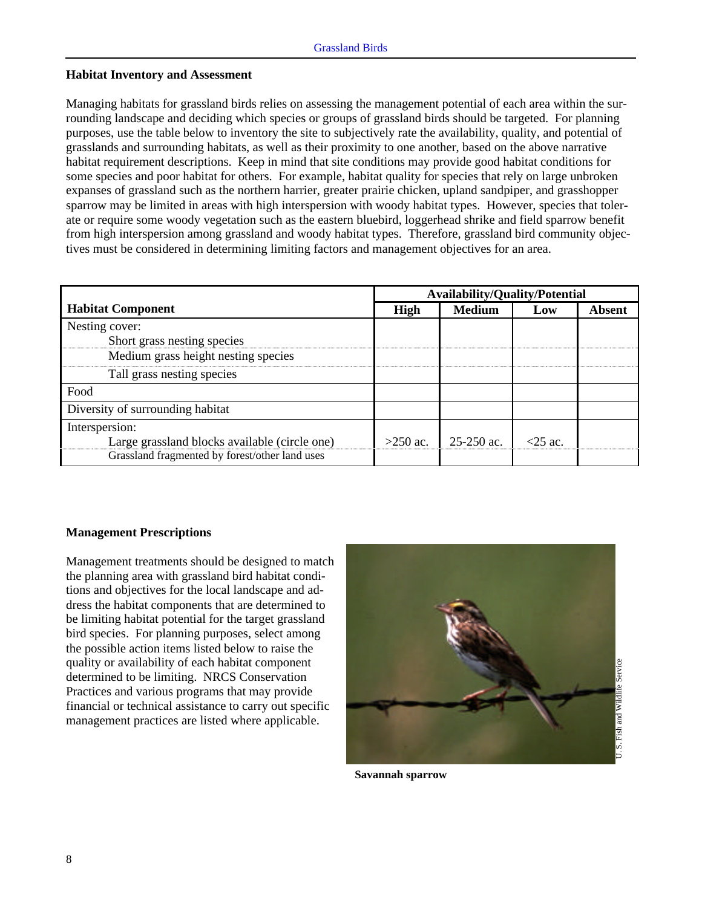## Habitat Inventory and Assessment

Managing habitats for grassland birds relies on assessing the management potential of each area within the surrounding landscape and deciding which species or groups of grassland birds should be targeted. For planning purposes, use the table below to inventory the site to subjectively rate the availability, quality, and potential of grasslands and surrounding habitats, as well as their proximity to one another, based on the above narrative habitat requirement descriptions. Keep in mind that site conditions may provide good habitat conditions for some species and poor habitat for others. For example, habitat quality for species that rely on large unbroken expanses of grassland such as the northern harrier, greater prairie chicken, upland sandpiper, and grasshopper sparrow may be limited in areas with high interspersion with woody habitat types. However, species that tolerate or require some woody vegetation such as the eastern bluebird, loggerhead shrike and field sparrow benefit from high interspersion among grassland and woody habitat types. Therefore, grassland bird community objectives must be considered in determining limiting factors and management objectives for an area.

| | Availability/Quality/Potential | | | |
|---|---|---|---|---|
| **Habitat Component** | **High** | **Medium** | **Low** | **Absent** |
| Nesting cover: | | | | |
| Short grass nesting species | | | | |
| Medium grass height nesting species | | | | |
| Tall grass nesting species | | | | |
| Food | | | | |
| Diversity of surrounding habitat | | | | |
| Interspersion: | | | | |
| Large grassland blocks available (circle one) | >250 ac. | 25-250 ac. | <25 ac. | |
| Grassland fragmented by forest/other land uses | | | | |

## Management Prescriptions

Management treatments should be designed to match the planning area with grassland bird habitat conditions and objectives for the local landscape and address the habitat components that are determined to be limiting habitat potential for the target grassland bird species. For planning purposes, select among the possible action items listed below to raise the quality or availability of each habitat component determined to be limiting. NRCS Conservation Practices and various programs that may provide financial or technical assistance to carry out specific management practices are listed where applicable.

U.S. Fish and Wildlife Service

**Savannah sparrow**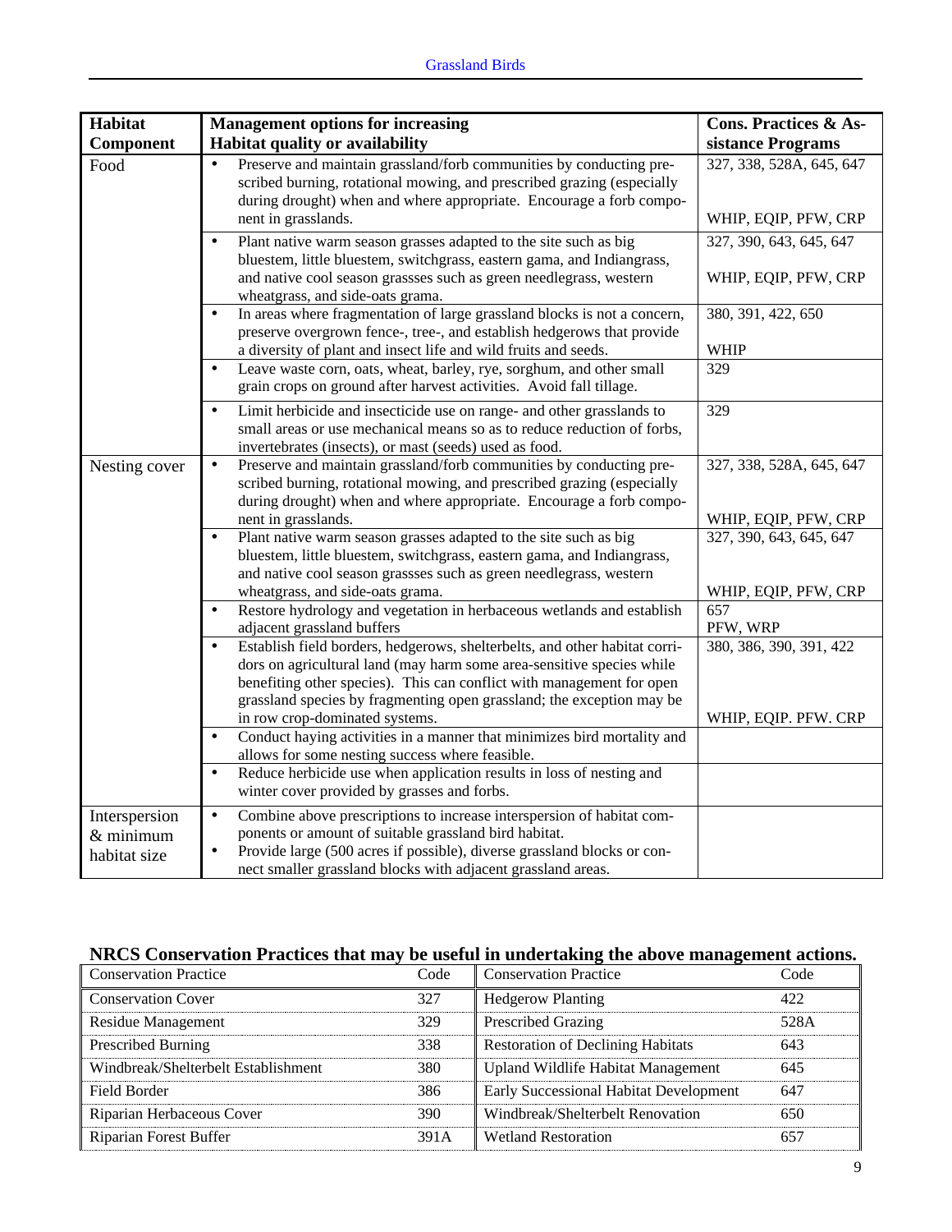| Habitat Component | Management options for increasing Habitat quality or availability | Cons. Practices & Assistance Programs |
|---|---|---|
| Food | • Preserve and maintain grassland/forb communities by conducting prescribed burning, rotational mowing, and prescribed grazing (especially during drought) when and where appropriate. Encourage a forb component in grasslands. | 327, 338, 528A, 645, 647 WHIP, EQIP, PFW, CRP |
| | • Plant native warm season grasses adapted to the site such as big bluestem, little bluestem, switchgrass, eastern gama, and Indiangrass, and native cool season grassses such as green needlegrass, western wheatgrass, and side-oats grama. | 327, 390, 643, 645, 647 WHIP, EQIP, PFW, CRP |
| | • In areas where fragmentation of large grassland blocks is not a concern, preserve overgrown fence-, tree-, and establish hedgerows that provide a diversity of plant and insect life and wild fruits and seeds. | 380, 391, 422, 650 WHIP |
| | • Leave waste corn, oats, wheat, barley, rye, sorghum, and other small grain crops on ground after harvest activities. Avoid fall tillage. | 329 |
| | • Limit herbicide and insecticide use on range- and other grasslands to small areas or use mechanical means so as to reduce reduction of forbs, invertebrates (insects), or mast (seeds) used as food. | 329 |
| Nesting cover | • Preserve and maintain grassland/forb communities by conducting prescribed burning, rotational mowing, and prescribed grazing (especially during drought) when and where appropriate. Encourage a forb component in grasslands. | 327, 338, 528A, 645, 647 WHIP, EQIP, PFW, CRP |
| | • Plant native warm season grasses adapted to the site such as big bluestem, little bluestem, switchgrass, eastern gama, and Indiangrass, and native cool season grassses such as green needlegrass, western wheatgrass, and side-oats grama. | 327, 390, 643, 645, 647 WHIP, EQIP, PFW, CRP |
| | • Restore hydrology and vegetation in herbaceous wetlands and establish adjacent grassland buffers | 657 PFW, WRP |
| | • Establish field borders, hedgerows, shelterbelts, and other habitat corridors on agricultural land (may harm some area-sensitive species while benefiting other species). This can conflict with management for open grassland species by fragmenting open grassland; the exception may be in row crop-dominated systems. | 380, 386, 390, 391, 422 WHIP, EQIP. PFW. CRP |
| | • Conduct haying activities in a manner that minimizes bird mortality and allows for some nesting success where feasible. | |
| | • Reduce herbicide use when application results in loss of nesting and winter cover provided by grasses and forbs. | |
| Interspersion & minimum habitat size | • Combine above prescriptions to increase interspersion of habitat components or amount of suitable grassland bird habitat. • Provide large (500 acres if possible), diverse grassland blocks or connect smaller grassland blocks with adjacent grassland areas. | |

## NRCS Conservation Practices that may be useful in undertaking the above management actions.

| Conservation Practice | Code | Conservation Practice | Code |
|---|---|---|---|
| Conservation Cover | 327 | Hedgerow Planting | 422 |
| Residue Management | 329 | Prescribed Grazing | 528A |
| Prescribed Burning | 338 | Restoration of Declining Habitats | 643 |
| Windbreak/Shelterbelt Establishment | 380 | Upland Wildlife Habitat Management | 645 |
| Field Border | 386 | Early Successional Habitat Development | 647 |
| Riparian Herbaceous Cover | 390 | Windbreak/Shelterbelt Renovation | 650 |
| Riparian Forest Buffer | 391A | Wetland Restoration | 657 |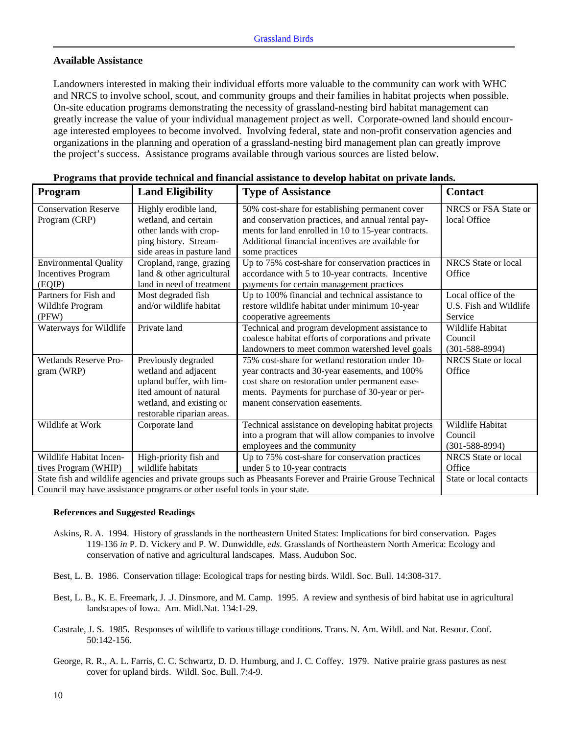## Available Assistance

Landowners interested in making their individual efforts more valuable to the community can work with WHC and NRCS to involve school, scout, and community groups and their families in habitat projects when possible. On-site education programs demonstrating the necessity of grassland-nesting bird habitat management can greatly increase the value of your individual management project as well. Corporate-owned land should encourage interested employees to become involved. Involving federal, state and non-profit conservation agencies and organizations in the planning and operation of a grassland-nesting bird management plan can greatly improve the project's success. Assistance programs available through various sources are listed below.

**Programs that provide technical and financial assistance to develop habitat on private lands.**

| Program | Land Eligibility | Type of Assistance | Contact |
|---|---|---|---|
| Conservation Reserve Program (CRP) | Highly erodible land, wetland, and certain other lands with cropping history. Streamside areas in pasture land | 50% cost-share for establishing permanent cover and conservation practices, and annual rental payments for land enrolled in 10 to 15-year contracts. Additional financial incentives are available for some practices | NRCS or FSA State or local Office |
| Environmental Quality Incentives Program (EQIP) | Cropland, range, grazing land & other agricultural land in need of treatment | Up to 75% cost-share for conservation practices in accordance with 5 to 10-year contracts. Incentive payments for certain management practices | NRCS State or local Office |
| Partners for Fish and Wildlife Program (PFW) | Most degraded fish and/or wildlife habitat | Up to 100% financial and technical assistance to restore wildlife habitat under minimum 10-year cooperative agreements | Local office of the U.S. Fish and Wildlife Service |
| Waterways for Wildlife | Private land | Technical and program development assistance to coalesce habitat efforts of corporations and private landowners to meet common watershed level goals | Wildlife Habitat Council (301-588-8994) |
| Wetlands Reserve Program (WRP) | Previously degraded wetland and adjacent upland buffer, with limited amount of natural wetland, and existing or restorable riparian areas. | 75% cost-share for wetland restoration under 10-year contracts and 30-year easements, and 100% cost share on restoration under permanent easements. Payments for purchase of 30-year or permanent conservation easements. | NRCS State or local Office |
| Wildlife at Work | Corporate land | Technical assistance on developing habitat projects into a program that will allow companies to involve employees and the community | Wildlife Habitat Council (301-588-8994) |
| Wildlife Habitat Incentives Program (WHIP) | High-priority fish and wildlife habitats | Up to 75% cost-share for conservation practices under 5 to 10-year contracts | NRCS State or local Office |
| State fish and wildlife agencies and private groups such as Pheasants Forever and Prairie Grouse Technical Council may have assistance programs or other useful tools in your state. | | | State or local contacts |

### References and Suggested Readings

Askins, R. A. 1994. History of grasslands in the northeastern United States: Implications for bird conservation. Pages 119-136 *in* P. D. Vickery and P. W. Dunwiddle, *eds*. Grasslands of Northeastern North America: Ecology and conservation of native and agricultural landscapes. Mass. Audubon Soc.

Best, L. B. 1986. Conservation tillage: Ecological traps for nesting birds. Wildl. Soc. Bull. 14:308-317.

Best, L. B., K. E. Freemark, J. .J. Dinsmore, and M. Camp. 1995. A review and synthesis of bird habitat use in agricultural landscapes of Iowa. Am. Midl.Nat. 134:1-29.

Castrale, J. S. 1985. Responses of wildlife to various tillage conditions. Trans. N. Am. Wildl. and Nat. Resour. Conf. 50:142-156.

George, R. R., A. L. Farris, C. C. Schwartz, D. D. Humburg, and J. C. Coffey. 1979. Native prairie grass pastures as nest cover for upland birds. Wildl. Soc. Bull. 7:4-9.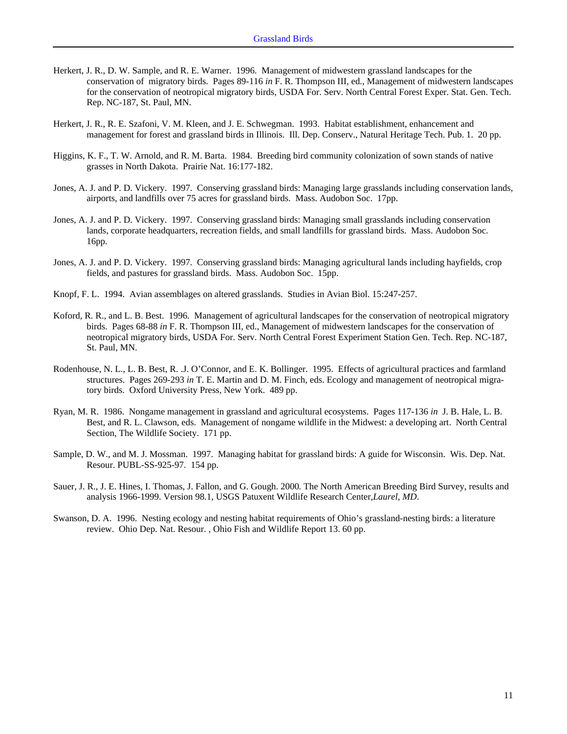Herkert, J. R., D. W. Sample, and R. E. Warner. 1996. Management of midwestern grassland landscapes for the conservation of migratory birds. Pages 89-116 *in* F. R. Thompson III, ed., Management of midwestern landscapes for the conservation of neotropical migratory birds, USDA For. Serv. North Central Forest Exper. Stat. Gen. Tech. Rep. NC-187, St. Paul, MN.

Herkert, J. R., R. E. Szafoni, V. M. Kleen, and J. E. Schwegman. 1993. Habitat establishment, enhancement and management for forest and grassland birds in Illinois. Ill. Dep. Conserv., Natural Heritage Tech. Pub. 1. 20 pp.

Higgins, K. F., T. W. Arnold, and R. M. Barta. 1984. Breeding bird community colonization of sown stands of native grasses in North Dakota. Prairie Nat. 16:177-182.

Jones, A. J. and P. D. Vickery. 1997. Conserving grassland birds: Managing large grasslands including conservation lands, airports, and landfills over 75 acres for grassland birds. Mass. Audobon Soc. 17pp.

Jones, A. J. and P. D. Vickery. 1997. Conserving grassland birds: Managing small grasslands including conservation lands, corporate headquarters, recreation fields, and small landfills for grassland birds. Mass. Audobon Soc. 16pp.

Jones, A. J. and P. D. Vickery. 1997. Conserving grassland birds: Managing agricultural lands including hayfields, crop fields, and pastures for grassland birds. Mass. Audobon Soc. 15pp.

Knopf, F. L. 1994. Avian assemblages on altered grasslands. Studies in Avian Biol. 15:247-257.

Koford, R. R., and L. B. Best. 1996. Management of agricultural landscapes for the conservation of neotropical migratory birds. Pages 68-88 *in* F. R. Thompson III, ed., Management of midwestern landscapes for the conservation of neotropical migratory birds, USDA For. Serv. North Central Forest Experiment Station Gen. Tech. Rep. NC-187, St. Paul, MN.

Rodenhouse, N. L., L. B. Best, R. .J. O'Connor, and E. K. Bollinger. 1995. Effects of agricultural practices and farmland structures. Pages 269-293 *in* T. E. Martin and D. M. Finch, eds. Ecology and management of neotropical migratory birds. Oxford University Press, New York. 489 pp.

Ryan, M. R. 1986. Nongame management in grassland and agricultural ecosystems. Pages 117-136 *in* J. B. Hale, L. B. Best, and R. L. Clawson, eds. Management of nongame wildlife in the Midwest: a developing art. North Central Section, The Wildlife Society. 171 pp.

Sample, D. W., and M. J. Mossman. 1997. Managing habitat for grassland birds: A guide for Wisconsin. Wis. Dep. Nat. Resour. PUBL-SS-925-97. 154 pp.

Sauer, J. R., J. E. Hines, I. Thomas, J. Fallon, and G. Gough. 2000. The North American Breeding Bird Survey, results and analysis 1966-1999. Version 98.1, USGS Patuxent Wildlife Research Center,*Laurel, MD*.

Swanson, D. A. 1996. Nesting ecology and nesting habitat requirements of Ohio's grassland-nesting birds: a literature review. Ohio Dep. Nat. Resour. , Ohio Fish and Wildlife Report 13. 60 pp.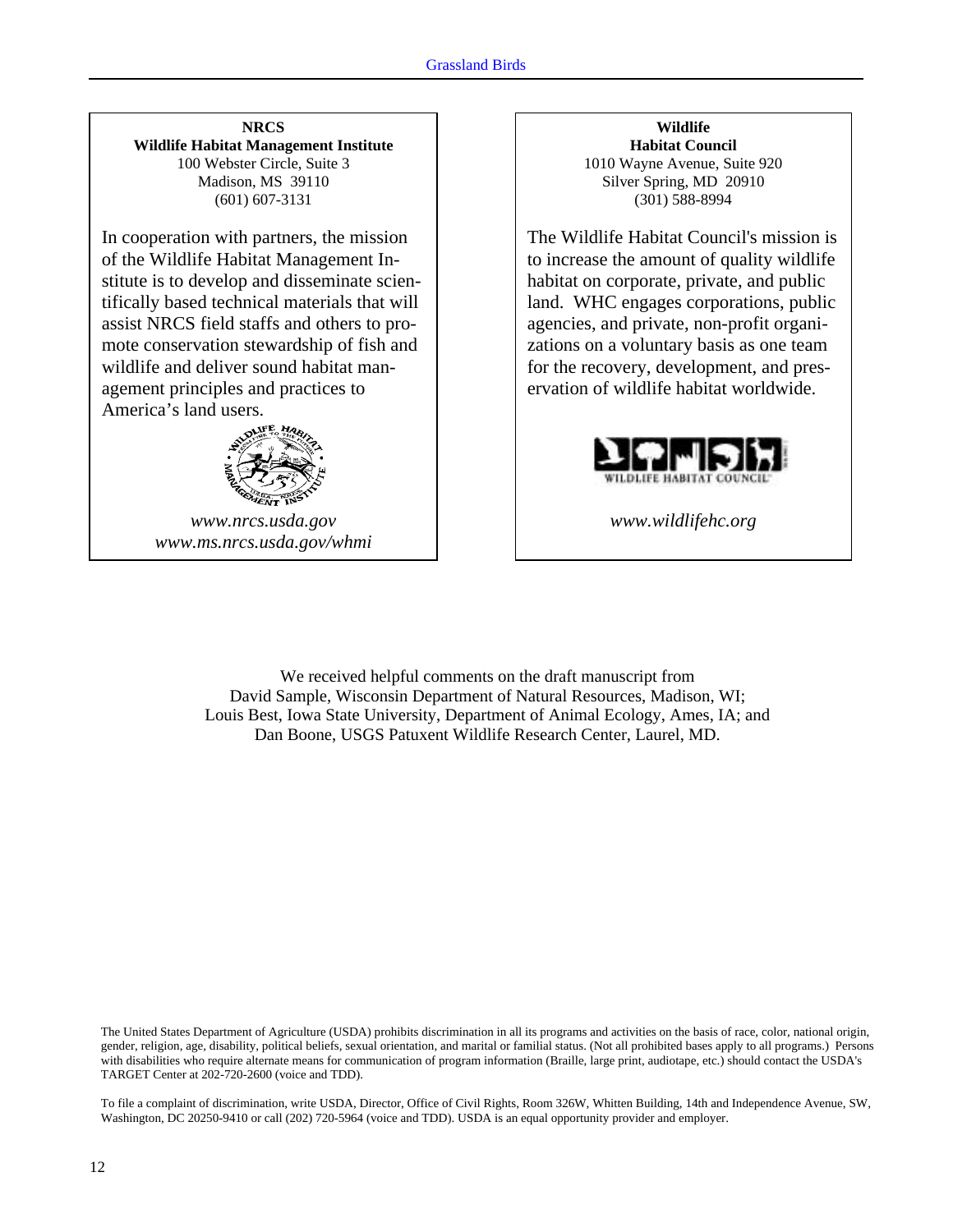**NRCS**
**Wildlife Habitat Management Institute**
100 Webster Circle, Suite 3
Madison, MS 39110
(601) 607-3131

In cooperation with partners, the mission of the Wildlife Habitat Management Institute is to develop and disseminate scientifically based technical materials that will assist NRCS field staffs and others to promote conservation stewardship of fish and wildlife and deliver sound habitat management principles and practices to America's land users.

*www.nrcs.usda.gov*
*www.ms.nrcs.usda.gov/whmi*

**Wildlife Habitat Council**
1010 Wayne Avenue, Suite 920
Silver Spring, MD 20910
(301) 588-8994

The Wildlife Habitat Council's mission is to increase the amount of quality wildlife habitat on corporate, private, and public land. WHC engages corporations, public agencies, and private, non-profit organizations on a voluntary basis as one team for the recovery, development, and preservation of wildlife habitat worldwide.

*www.wildlifehc.org*

We received helpful comments on the draft manuscript from David Sample, Wisconsin Department of Natural Resources, Madison, WI; Louis Best, Iowa State University, Department of Animal Ecology, Ames, IA; and Dan Boone, USGS Patuxent Wildlife Research Center, Laurel, MD.

The United States Department of Agriculture (USDA) prohibits discrimination in all its programs and activities on the basis of race, color, national origin, gender, religion, age, disability, political beliefs, sexual orientation, and marital or familial status. (Not all prohibited bases apply to all programs.) Persons with disabilities who require alternate means for communication of program information (Braille, large print, audiotape, etc.) should contact the USDA's TARGET Center at 202-720-2600 (voice and TDD).

To file a complaint of discrimination, write USDA, Director, Office of Civil Rights, Room 326W, Whitten Building, 14th and Independence Avenue, SW, Washington, DC 20250-9410 or call (202) 720-5964 (voice and TDD). USDA is an equal opportunity provider and employer.